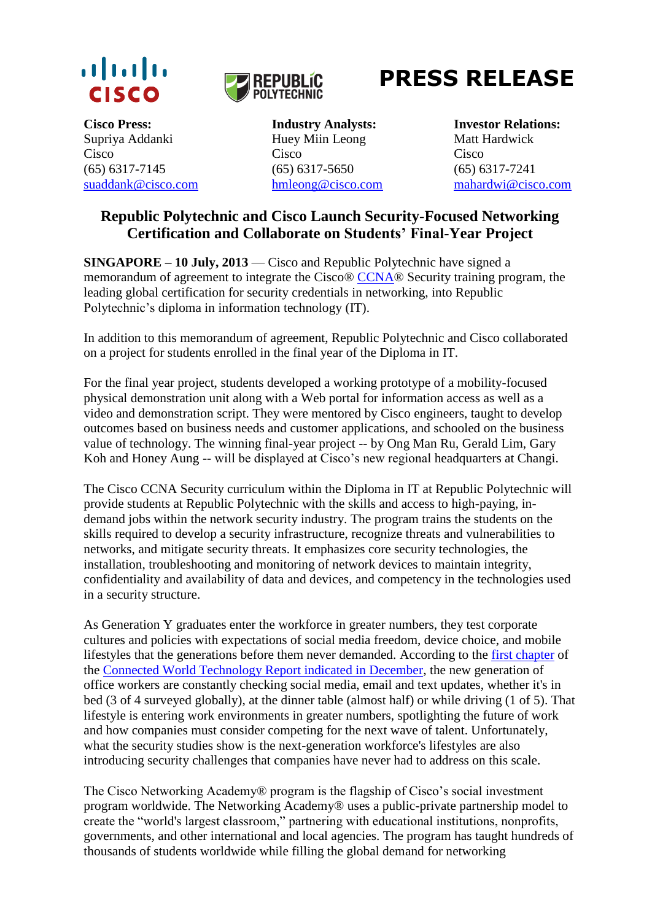# PRESS RELEASE

| **Cisco Press:** | **Industry Analysts:** | **Investor Relations:** |
|---|---|---|
| Supriya Addanki | Huey Miin Leong | Matt Hardwick |
| Cisco | Cisco | Cisco |
| (65) 6317-7145 | (65) 6317-5650 | (65) 6317-7241 |
| suaddank@cisco.com | hmleong@cisco.com | mahardwi@cisco.com |

## Republic Polytechnic and Cisco Launch Security-Focused Networking Certification and Collaborate on Students' Final-Year Project

**SINGAPORE – 10 July, 2013** — Cisco and Republic Polytechnic have signed a memorandum of agreement to integrate the Cisco® CCNA® Security training program, the leading global certification for security credentials in networking, into Republic Polytechnic's diploma in information technology (IT).

In addition to this memorandum of agreement, Republic Polytechnic and Cisco collaborated on a project for students enrolled in the final year of the Diploma in IT.

For the final year project, students developed a working prototype of a mobility-focused physical demonstration unit along with a Web portal for information access as well as a video and demonstration script. They were mentored by Cisco engineers, taught to develop outcomes based on business needs and customer applications, and schooled on the business value of technology. The winning final-year project -- by Ong Man Ru, Gerald Lim, Gary Koh and Honey Aung -- will be displayed at Cisco's new regional headquarters at Changi.

The Cisco CCNA Security curriculum within the Diploma in IT at Republic Polytechnic will provide students at Republic Polytechnic with the skills and access to high-paying, in-demand jobs within the network security industry. The program trains the students on the skills required to develop a security infrastructure, recognize threats and vulnerabilities to networks, and mitigate security threats. It emphasizes core security technologies, the installation, troubleshooting and monitoring of network devices to maintain integrity, confidentiality and availability of data and devices, and competency in the technologies used in a security structure.

As Generation Y graduates enter the workforce in greater numbers, they test corporate cultures and policies with expectations of social media freedom, device choice, and mobile lifestyles that the generations before them never demanded. According to the first chapter of the Connected World Technology Report indicated in December, the new generation of office workers are constantly checking social media, email and text updates, whether it's in bed (3 of 4 surveyed globally), at the dinner table (almost half) or while driving (1 of 5). That lifestyle is entering work environments in greater numbers, spotlighting the future of work and how companies must consider competing for the next wave of talent. Unfortunately, what the security studies show is the next-generation workforce's lifestyles are also introducing security challenges that companies have never had to address on this scale.

The Cisco Networking Academy® program is the flagship of Cisco's social investment program worldwide. The Networking Academy® uses a public-private partnership model to create the "world's largest classroom," partnering with educational institutions, nonprofits, governments, and other international and local agencies. The program has taught hundreds of thousands of students worldwide while filling the global demand for networking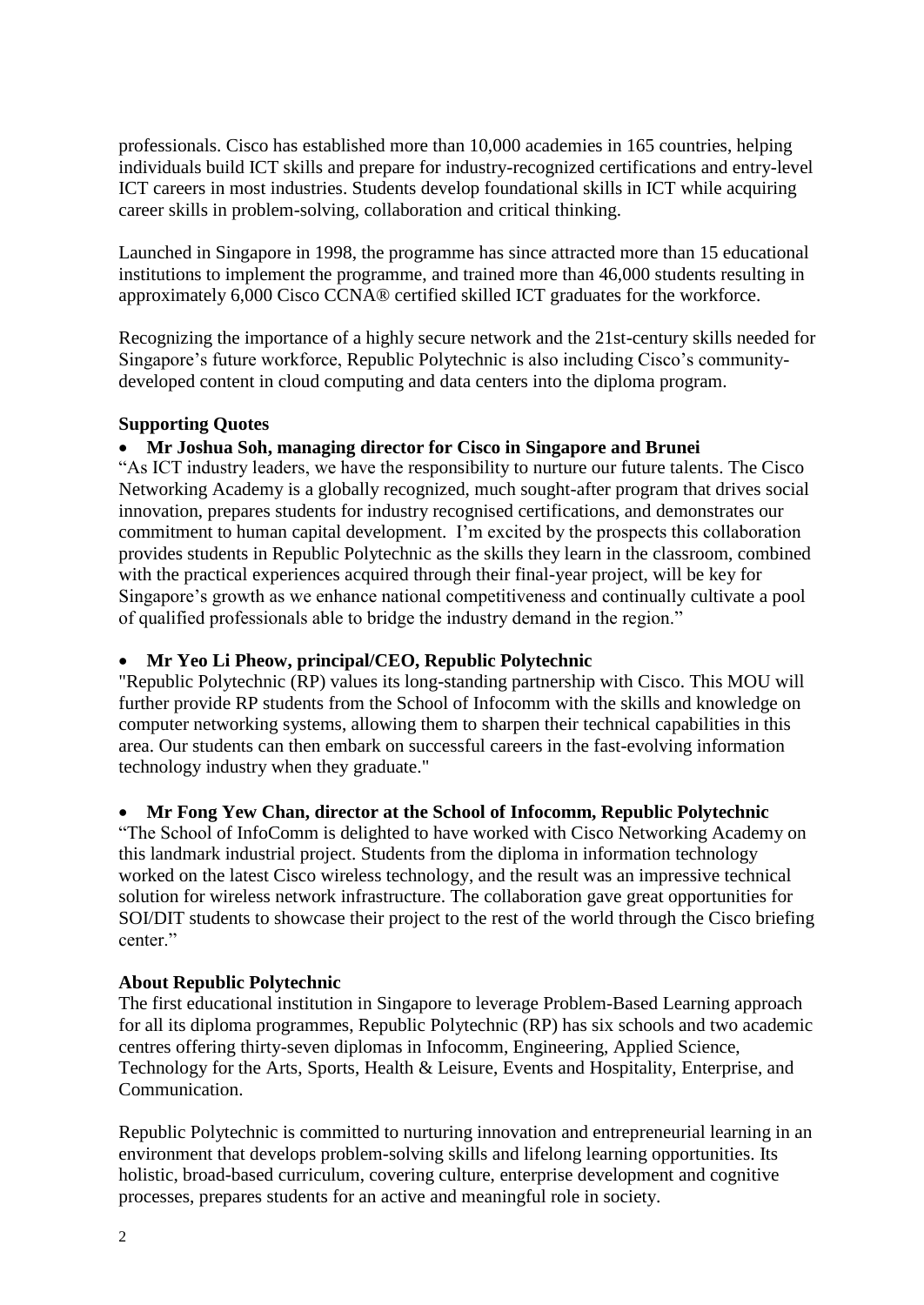professionals. Cisco has established more than 10,000 academies in 165 countries, helping individuals build ICT skills and prepare for industry-recognized certifications and entry-level ICT careers in most industries. Students develop foundational skills in ICT while acquiring career skills in problem-solving, collaboration and critical thinking.

Launched in Singapore in 1998, the programme has since attracted more than 15 educational institutions to implement the programme, and trained more than 46,000 students resulting in approximately 6,000 Cisco CCNA® certified skilled ICT graduates for the workforce.

Recognizing the importance of a highly secure network and the 21st-century skills needed for Singapore's future workforce, Republic Polytechnic is also including Cisco's community-developed content in cloud computing and data centers into the diploma program.

**Supporting Quotes**

- **Mr Joshua Soh, managing director for Cisco in Singapore and Brunei**

"As ICT industry leaders, we have the responsibility to nurture our future talents. The Cisco Networking Academy is a globally recognized, much sought-after program that drives social innovation, prepares students for industry recognised certifications, and demonstrates our commitment to human capital development. I'm excited by the prospects this collaboration provides students in Republic Polytechnic as the skills they learn in the classroom, combined with the practical experiences acquired through their final-year project, will be key for Singapore's growth as we enhance national competitiveness and continually cultivate a pool of qualified professionals able to bridge the industry demand in the region."

- **Mr Yeo Li Pheow, principal/CEO, Republic Polytechnic**

"Republic Polytechnic (RP) values its long-standing partnership with Cisco. This MOU will further provide RP students from the School of Infocomm with the skills and knowledge on computer networking systems, allowing them to sharpen their technical capabilities in this area. Our students can then embark on successful careers in the fast-evolving information technology industry when they graduate."

- **Mr Fong Yew Chan, director at the School of Infocomm, Republic Polytechnic**

"The School of InfoComm is delighted to have worked with Cisco Networking Academy on this landmark industrial project. Students from the diploma in information technology worked on the latest Cisco wireless technology, and the result was an impressive technical solution for wireless network infrastructure. The collaboration gave great opportunities for SOI/DIT students to showcase their project to the rest of the world through the Cisco briefing center."

**About Republic Polytechnic**

The first educational institution in Singapore to leverage Problem-Based Learning approach for all its diploma programmes, Republic Polytechnic (RP) has six schools and two academic centres offering thirty-seven diplomas in Infocomm, Engineering, Applied Science, Technology for the Arts, Sports, Health & Leisure, Events and Hospitality, Enterprise, and Communication.

Republic Polytechnic is committed to nurturing innovation and entrepreneurial learning in an environment that develops problem-solving skills and lifelong learning opportunities. Its holistic, broad-based curriculum, covering culture, enterprise development and cognitive processes, prepares students for an active and meaningful role in society.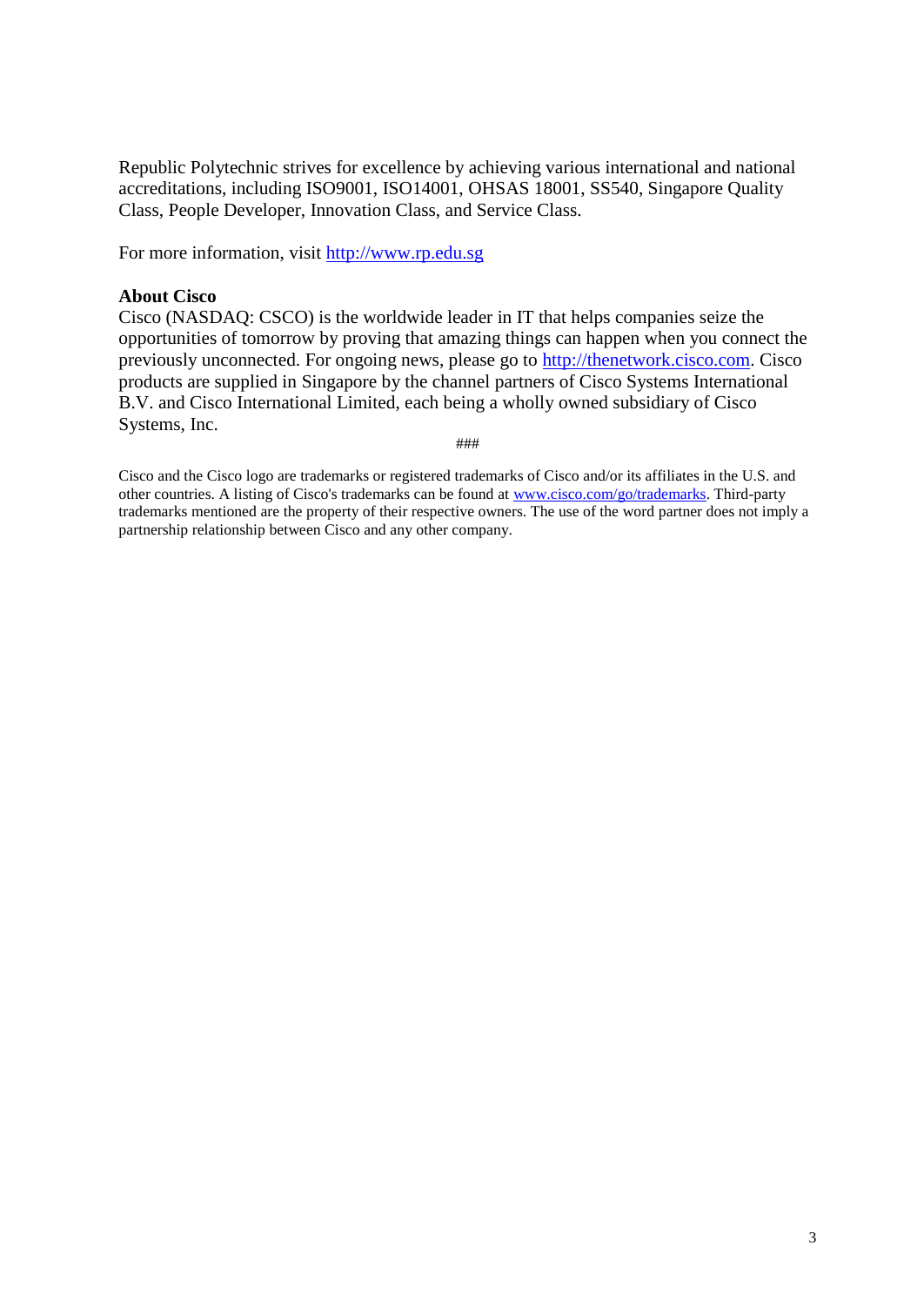Republic Polytechnic strives for excellence by achieving various international and national accreditations, including ISO9001, ISO14001, OHSAS 18001, SS540, Singapore Quality Class, People Developer, Innovation Class, and Service Class.

For more information, visit http://www.rp.edu.sg

**About Cisco**
Cisco (NASDAQ: CSCO) is the worldwide leader in IT that helps companies seize the opportunities of tomorrow by proving that amazing things can happen when you connect the previously unconnected. For ongoing news, please go to http://thenetwork.cisco.com. Cisco products are supplied in Singapore by the channel partners of Cisco Systems International B.V. and Cisco International Limited, each being a wholly owned subsidiary of Cisco Systems, Inc.

###

Cisco and the Cisco logo are trademarks or registered trademarks of Cisco and/or its affiliates in the U.S. and other countries. A listing of Cisco's trademarks can be found at www.cisco.com/go/trademarks. Third-party trademarks mentioned are the property of their respective owners. The use of the word partner does not imply a partnership relationship between Cisco and any other company.